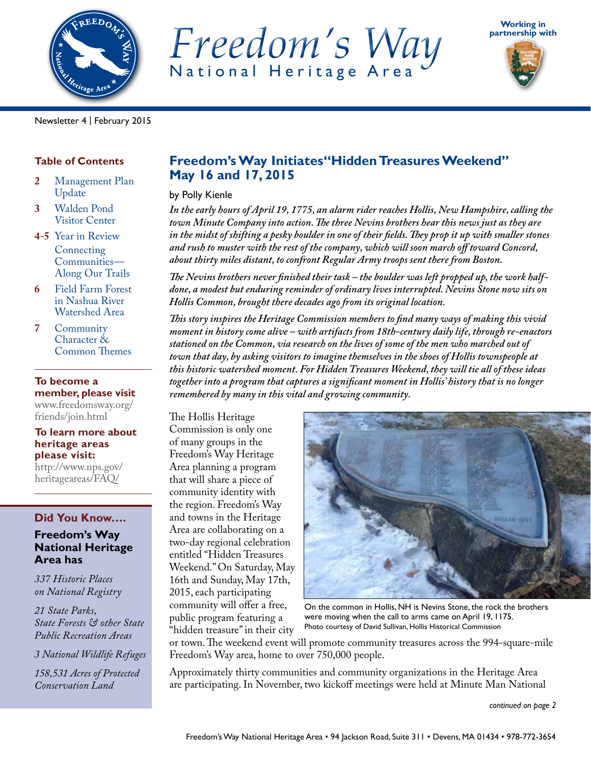# Freedom's Way
## National Heritage Area

Working in partnership with

Newsletter 4 | February 2015

### Table of Contents

- **2** Management Plan Update
- **3** Walden Pond Visitor Center
- **4-5** Year in Review
  Connecting Communities—Along Our Trails
- **6** Field Farm Forest in Nashua River Watershed Area
- **7** Community Character & Common Themes

**To become a member, please visit** www.freedomsway.org/friends/join.html

**To learn more about heritage areas please visit:** http://www.nps.gov/heritageareas/FAQ/

### Did You Know….

**Freedom's Way National Heritage Area has**

*337 Historic Places on National Registry*

*21 State Parks, State Forests & other State Public Recreation Areas*

*3 National Wildlife Refuges*

*158,531 Acres of Protected Conservation Land*

## Freedom's Way Initiates "Hidden Treasures Weekend" May 16 and 17, 2015

by Polly Kienle

*In the early hours of April 19, 1775, an alarm rider reaches Hollis, New Hampshire, calling the town Minute Company into action. The three Nevins brothers hear this news just as they are in the midst of shifting a pesky boulder in one of their fields. They prop it up with smaller stones and rush to muster with the rest of the company, which will soon march off toward Concord, about thirty miles distant, to confront Regular Army troops sent there from Boston.*

*The Nevins brothers never finished their task – the boulder was left propped up, the work half-done, a modest but enduring reminder of ordinary lives interrupted. Nevins Stone now sits on Hollis Common, brought there decades ago from its original location.*

*This story inspires the Heritage Commission members to find many ways of making this vivid moment in history come alive – with artifacts from 18th-century daily life, through re-enactors stationed on the Common, via research on the lives of some of the men who marched out of town that day, by asking visitors to imagine themselves in the shoes of Hollis townspeople at this historic watershed moment. For Hidden Treasures Weekend, they will tie all of these ideas together into a program that captures a significant moment in Hollis' history that is no longer remembered by many in this vital and growing community.*

The Hollis Heritage Commission is only one of many groups in the Freedom's Way Heritage Area planning a program that will share a piece of community identity with the region. Freedom's Way and towns in the Heritage Area are collaborating on a two-day regional celebration entitled "Hidden Treasures Weekend." On Saturday, May 16th and Sunday, May 17th, 2015, each participating community will offer a free, public program featuring a "hidden treasure" in their city or town. The weekend event will promote community treasures across the 994-square-mile Freedom's Way area, home to over 750,000 people.

On the common in Hollis, NH is Nevins Stone, the rock the brothers were moving when the call to arms came on April 19, 1175.
Photo courtesy of David Sullivan, Hollis Historical Commission

Approximately thirty communities and community organizations in the Heritage Area are participating. In November, two kickoff meetings were held at Minute Man National

*continued on page 2*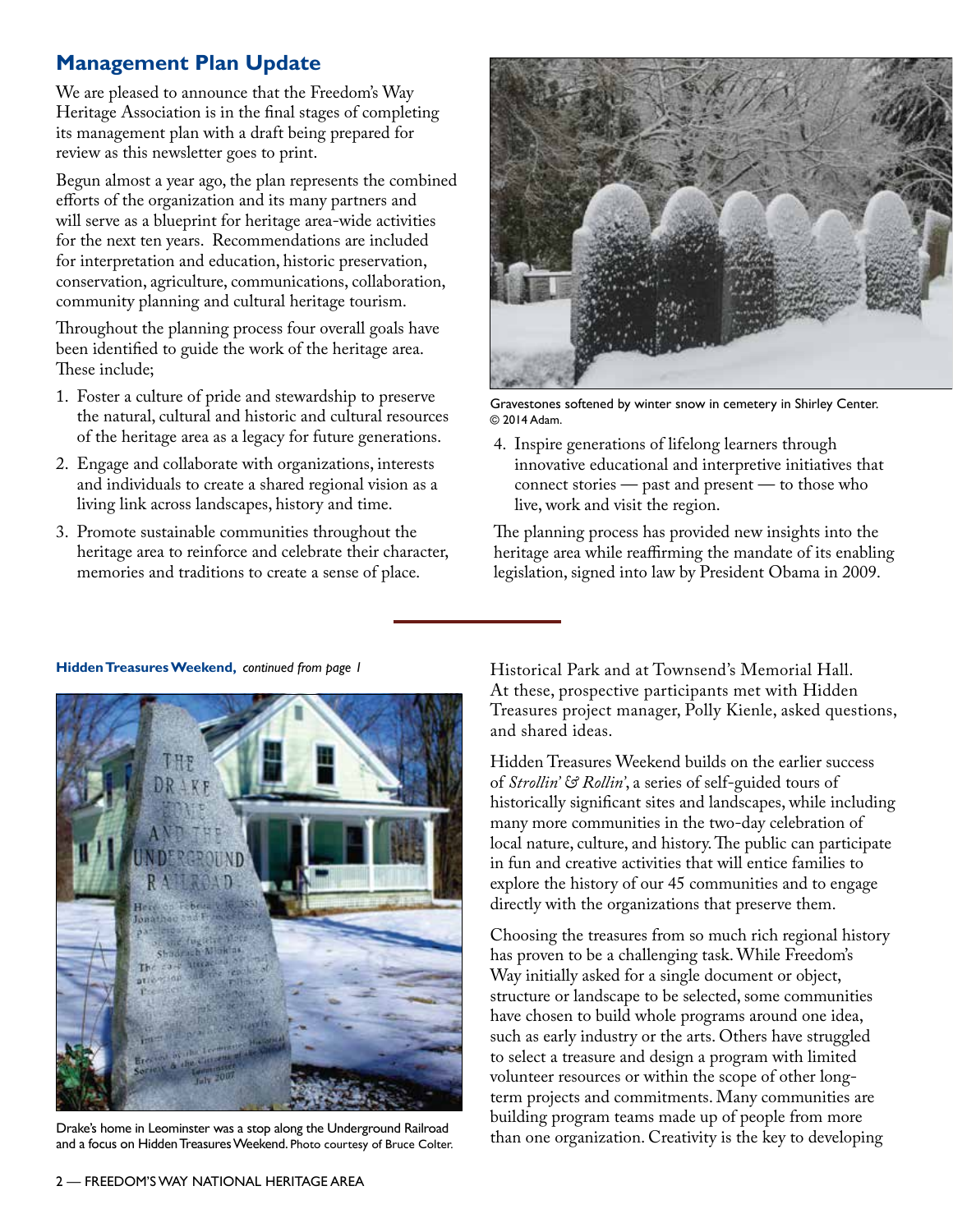## Management Plan Update

We are pleased to announce that the Freedom's Way Heritage Association is in the final stages of completing its management plan with a draft being prepared for review as this newsletter goes to print.

Begun almost a year ago, the plan represents the combined efforts of the organization and its many partners and will serve as a blueprint for heritage area-wide activities for the next ten years. Recommendations are included for interpretation and education, historic preservation, conservation, agriculture, communications, collaboration, community planning and cultural heritage tourism.

Throughout the planning process four overall goals have been identified to guide the work of the heritage area. These include;

1. Foster a culture of pride and stewardship to preserve the natural, cultural and historic and cultural resources of the heritage area as a legacy for future generations.
2. Engage and collaborate with organizations, interests and individuals to create a shared regional vision as a living link across landscapes, history and time.
3. Promote sustainable communities throughout the heritage area to reinforce and celebrate their character, memories and traditions to create a sense of place.
4. Inspire generations of lifelong learners through innovative educational and interpretive initiatives that connect stories — past and present — to those who live, work and visit the region.

Gravestones softened by winter snow in cemetery in Shirley Center. © 2014 Adam.

The planning process has provided new insights into the heritage area while reaffirming the mandate of its enabling legislation, signed into law by President Obama in 2009.

**Hidden Treasures Weekend,** *continued from page 1*

Drake's home in Leominster was a stop along the Underground Railroad and a focus on Hidden Treasures Weekend. Photo courtesy of Bruce Colter.

Historical Park and at Townsend's Memorial Hall. At these, prospective participants met with Hidden Treasures project manager, Polly Kienle, asked questions, and shared ideas.

Hidden Treasures Weekend builds on the earlier success of *Strollin' & Rollin'*, a series of self-guided tours of historically significant sites and landscapes, while including many more communities in the two-day celebration of local nature, culture, and history. The public can participate in fun and creative activities that will entice families to explore the history of our 45 communities and to engage directly with the organizations that preserve them.

Choosing the treasures from so much rich regional history has proven to be a challenging task. While Freedom's Way initially asked for a single document or object, structure or landscape to be selected, some communities have chosen to build whole programs around one idea, such as early industry or the arts. Others have struggled to select a treasure and design a program with limited volunteer resources or within the scope of other long-term projects and commitments. Many communities are building program teams made up of people from more than one organization. Creativity is the key to developing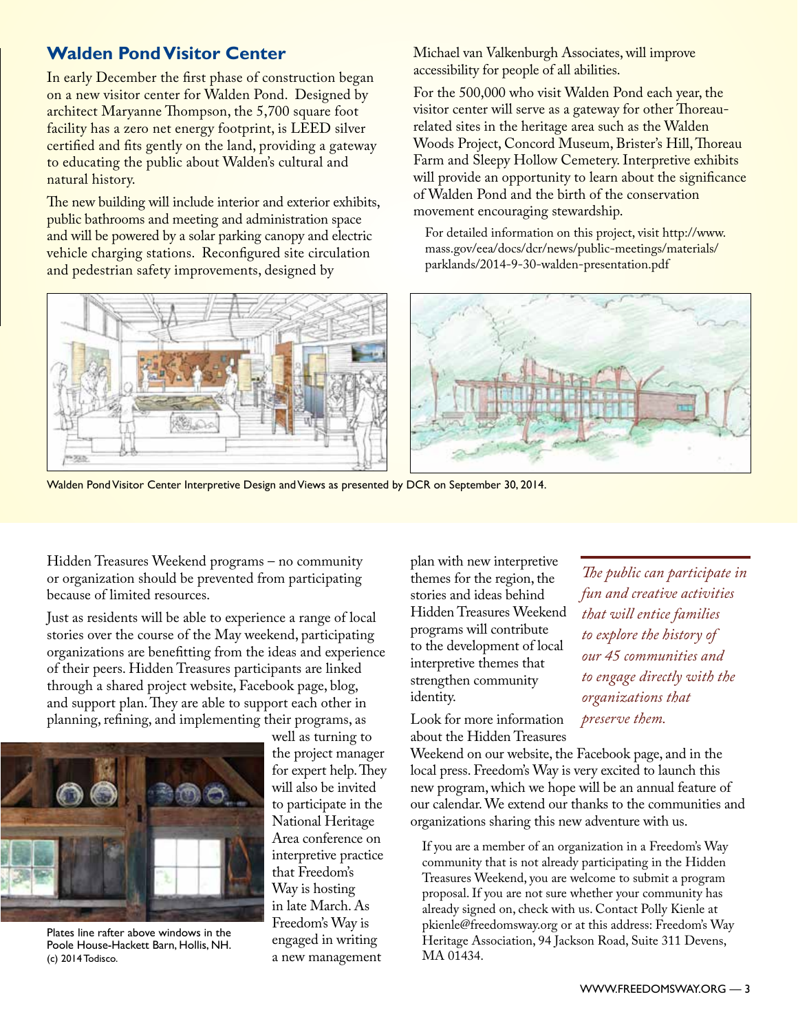## Walden Pond Visitor Center

In early December the first phase of construction began on a new visitor center for Walden Pond. Designed by architect Maryanne Thompson, the 5,700 square foot facility has a zero net energy footprint, is LEED silver certified and fits gently on the land, providing a gateway to educating the public about Walden's cultural and natural history.

The new building will include interior and exterior exhibits, public bathrooms and meeting and administration space and will be powered by a solar parking canopy and electric vehicle charging stations. Reconfigured site circulation and pedestrian safety improvements, designed by Michael van Valkenburgh Associates, will improve accessibility for people of all abilities.

For the 500,000 who visit Walden Pond each year, the visitor center will serve as a gateway for other Thoreau-related sites in the heritage area such as the Walden Woods Project, Concord Museum, Brister's Hill, Thoreau Farm and Sleepy Hollow Cemetery. Interpretive exhibits will provide an opportunity to learn about the significance of Walden Pond and the birth of the conservation movement encouraging stewardship.

For detailed information on this project, visit http://www.mass.gov/eea/docs/dcr/news/public-meetings/materials/parklands/2014-9-30-walden-presentation.pdf

Walden Pond Visitor Center Interpretive Design and Views as presented by DCR on September 30, 2014.

Hidden Treasures Weekend programs – no community or organization should be prevented from participating because of limited resources.

Just as residents will be able to experience a range of local stories over the course of the May weekend, participating organizations are benefitting from the ideas and experience of their peers. Hidden Treasures participants are linked through a shared project website, Facebook page, blog, and support plan. They are able to support each other in planning, refining, and implementing their programs, as well as turning to the project manager for expert help. They will also be invited to participate in the National Heritage Area conference on interpretive practice that Freedom's Way is hosting in late March. As Freedom's Way is engaged in writing a new management plan with new interpretive themes for the region, the stories and ideas behind Hidden Treasures Weekend programs will contribute to the development of local interpretive themes that strengthen community identity.

Plates line rafter above windows in the Poole House-Hackett Barn, Hollis, NH. (c) 2014 Todisco.

*The public can participate in fun and creative activities that will entice families to explore the history of our 45 communities and to engage directly with the organizations that preserve them.*

Look for more information about the Hidden Treasures Weekend on our website, the Facebook page, and in the local press. Freedom's Way is very excited to launch this new program, which we hope will be an annual feature of our calendar. We extend our thanks to the communities and organizations sharing this new adventure with us.

If you are a member of an organization in a Freedom's Way community that is not already participating in the Hidden Treasures Weekend, you are welcome to submit a program proposal. If you are not sure whether your community has already signed on, check with us. Contact Polly Kienle at pkienle@freedomsway.org or at this address: Freedom's Way Heritage Association, 94 Jackson Road, Suite 311 Devens, MA 01434.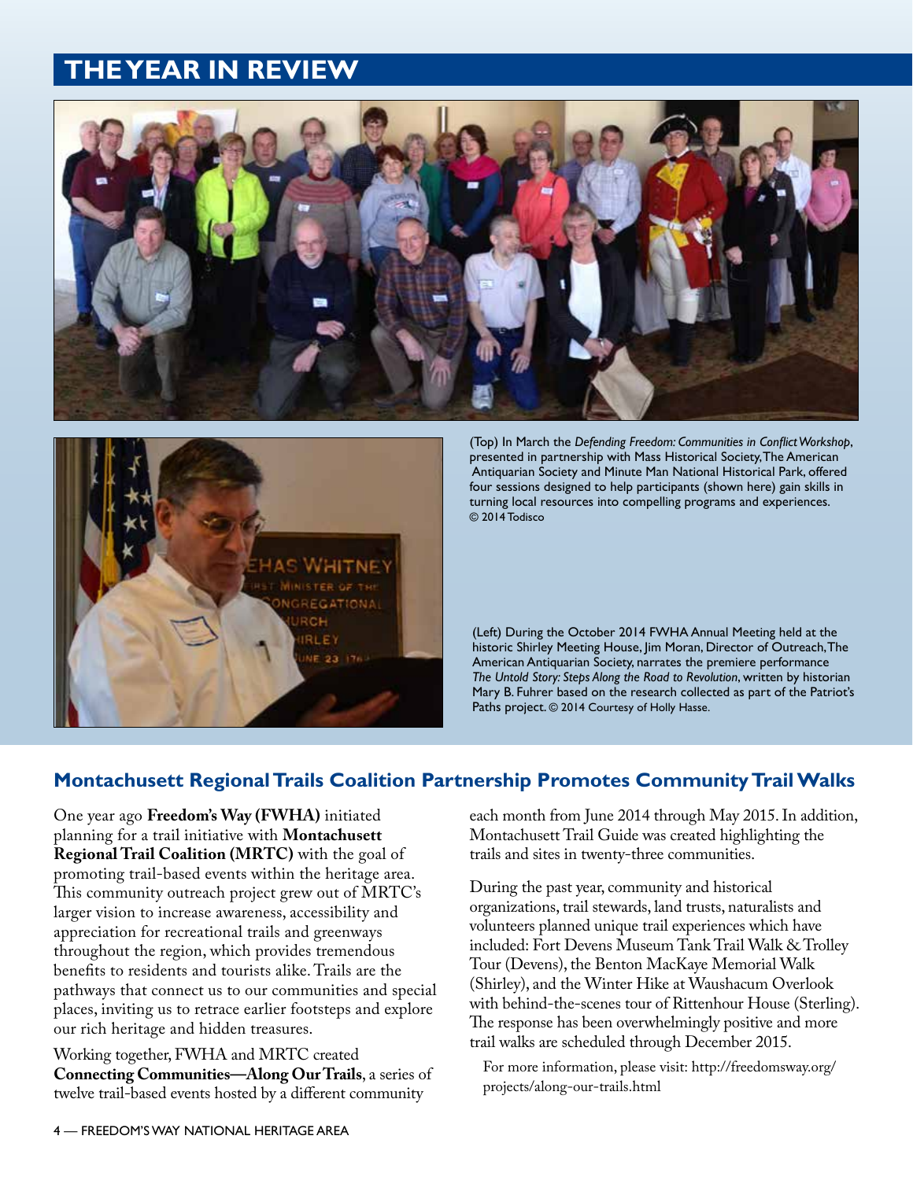## THE YEAR IN REVIEW

(Top) In March the *Defending Freedom: Communities in Conflict Workshop*, presented in partnership with Mass Historical Society, The American Antiquarian Society and Minute Man National Historical Park, offered four sessions designed to help participants (shown here) gain skills in turning local resources into compelling programs and experiences. © 2014 Todisco

(Left) During the October 2014 FWHA Annual Meeting held at the historic Shirley Meeting House, Jim Moran, Director of Outreach, The American Antiquarian Society, narrates the premiere performance *The Untold Story: Steps Along the Road to Revolution*, written by historian Mary B. Fuhrer based on the research collected as part of the Patriot's Paths project. © 2014 Courtesy of Holly Hasse.

### Montachusett Regional Trails Coalition Partnership Promotes Community Trail Walks

One year ago **Freedom's Way (FWHA)** initiated planning for a trail initiative with **Montachusett Regional Trail Coalition (MRTC)** with the goal of promoting trail-based events within the heritage area. This community outreach project grew out of MRTC's larger vision to increase awareness, accessibility and appreciation for recreational trails and greenways throughout the region, which provides tremendous benefits to residents and tourists alike. Trails are the pathways that connect us to our communities and special places, inviting us to retrace earlier footsteps and explore our rich heritage and hidden treasures.

Working together, FWHA and MRTC created **Connecting Communities—Along Our Trails**, a series of twelve trail-based events hosted by a different community each month from June 2014 through May 2015. In addition, Montachusett Trail Guide was created highlighting the trails and sites in twenty-three communities.

During the past year, community and historical organizations, trail stewards, land trusts, naturalists and volunteers planned unique trail experiences which have included: Fort Devens Museum Tank Trail Walk & Trolley Tour (Devens), the Benton MacKaye Memorial Walk (Shirley), and the Winter Hike at Waushacum Overlook with behind-the-scenes tour of Rittenhour House (Sterling). The response has been overwhelmingly positive and more trail walks are scheduled through December 2015.

For more information, please visit: http://freedomsway.org/projects/along-our-trails.html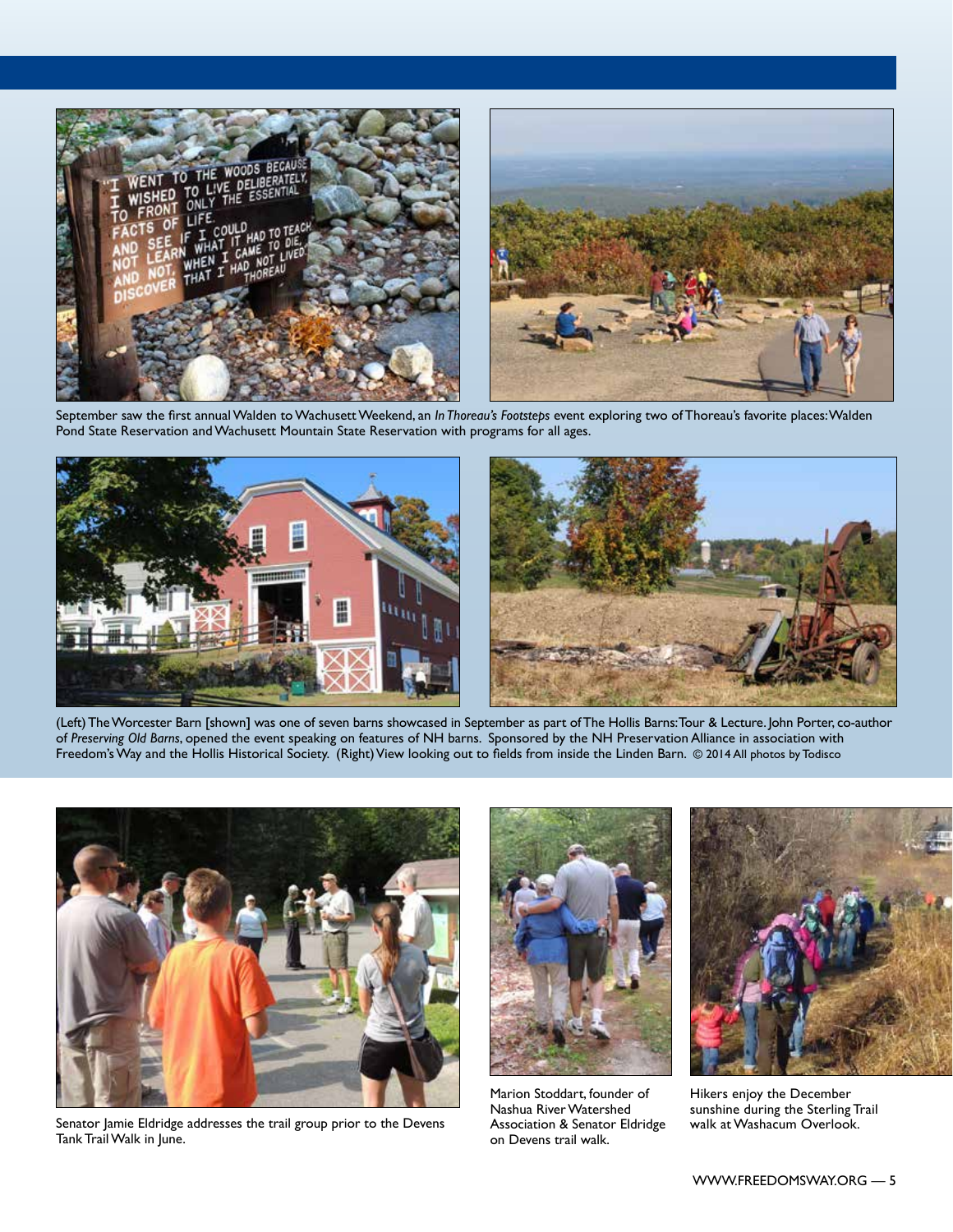September saw the first annual Walden to Wachusett Weekend, an *In Thoreau's Footsteps* event exploring two of Thoreau's favorite places: Walden Pond State Reservation and Wachusett Mountain State Reservation with programs for all ages.

(Left) The Worcester Barn [shown] was one of seven barns showcased in September as part of The Hollis Barns: Tour & Lecture. John Porter, co-author of *Preserving Old Barns*, opened the event speaking on features of NH barns. Sponsored by the NH Preservation Alliance in association with Freedom's Way and the Hollis Historical Society. (Right) View looking out to fields from inside the Linden Barn. © 2014 All photos by Todisco

Senator Jamie Eldridge addresses the trail group prior to the Devens Tank Trail Walk in June.

Marion Stoddart, founder of Nashua River Watershed Association & Senator Eldridge on Devens trail walk.

Hikers enjoy the December sunshine during the Sterling Trail walk at Washacum Overlook.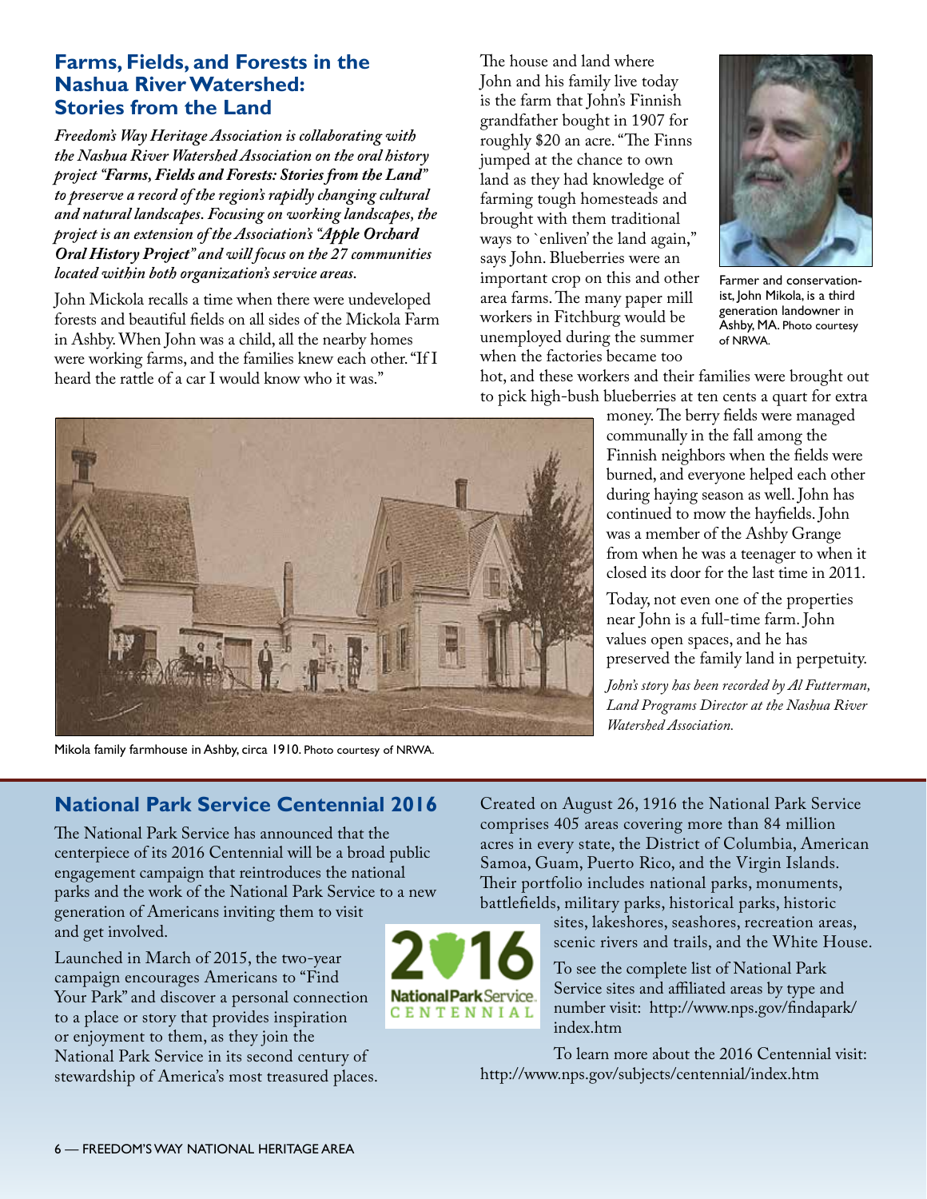## Farms, Fields, and Forests in the Nashua River Watershed: Stories from the Land

*Freedom's Way Heritage Association is collaborating with the Nashua River Watershed Association on the oral history project "**Farms, Fields and Forests: Stories from the Land**" to preserve a record of the region's rapidly changing cultural and natural landscapes. Focusing on working landscapes, the project is an extension of the Association's "**Apple Orchard Oral History Project**" and will focus on the 27 communities located within both organization's service areas.*

John Mickola recalls a time when there were undeveloped forests and beautiful fields on all sides of the Mickola Farm in Ashby. When John was a child, all the nearby homes were working farms, and the families knew each other. "If I heard the rattle of a car I would know who it was."

The house and land where John and his family live today is the farm that John's Finnish grandfather bought in 1907 for roughly $20 an acre. "The Finns jumped at the chance to own land as they had knowledge of farming tough homesteads and brought with them traditional ways to `enliven' the land again," says John. Blueberries were an important crop on this and other area farms. The many paper mill workers in Fitchburg would be unemployed during the summer when the factories became too hot, and these workers and their families were brought out to pick high-bush blueberries at ten cents a quart for extra money. The berry fields were managed communally in the fall among the Finnish neighbors when the fields were burned, and everyone helped each other during haying season as well. John has continued to mow the hayfields. John was a member of the Ashby Grange from when he was a teenager to when it closed its door for the last time in 2011.

Farmer and conservationist, John Mikola, is a third generation landowner in Ashby, MA. Photo courtesy of NRWA.

Today, not even one of the properties near John is a full-time farm. John values open spaces, and he has preserved the family land in perpetuity.

*John's story has been recorded by Al Futterman, Land Programs Director at the Nashua River Watershed Association.*

Mikola family farmhouse in Ashby, circa 1910. Photo courtesy of NRWA.

## National Park Service Centennial 2016

The National Park Service has announced that the centerpiece of its 2016 Centennial will be a broad public engagement campaign that reintroduces the national parks and the work of the National Park Service to a new generation of Americans inviting them to visit and get involved.

Launched in March of 2015, the two-year campaign encourages Americans to "Find Your Park" and discover a personal connection to a place or story that provides inspiration or enjoyment to them, as they join the National Park Service in its second century of stewardship of America's most treasured places.

Created on August 26, 1916 the National Park Service comprises 405 areas covering more than 84 million acres in every state, the District of Columbia, American Samoa, Guam, Puerto Rico, and the Virgin Islands. Their portfolio includes national parks, monuments, battlefields, military parks, historical parks, historic sites, lakeshores, seashores, recreation areas, scenic rivers and trails, and the White House.

To see the complete list of National Park Service sites and affiliated areas by type and number visit: http://www.nps.gov/findapark/index.htm

To learn more about the 2016 Centennial visit: http://www.nps.gov/subjects/centennial/index.htm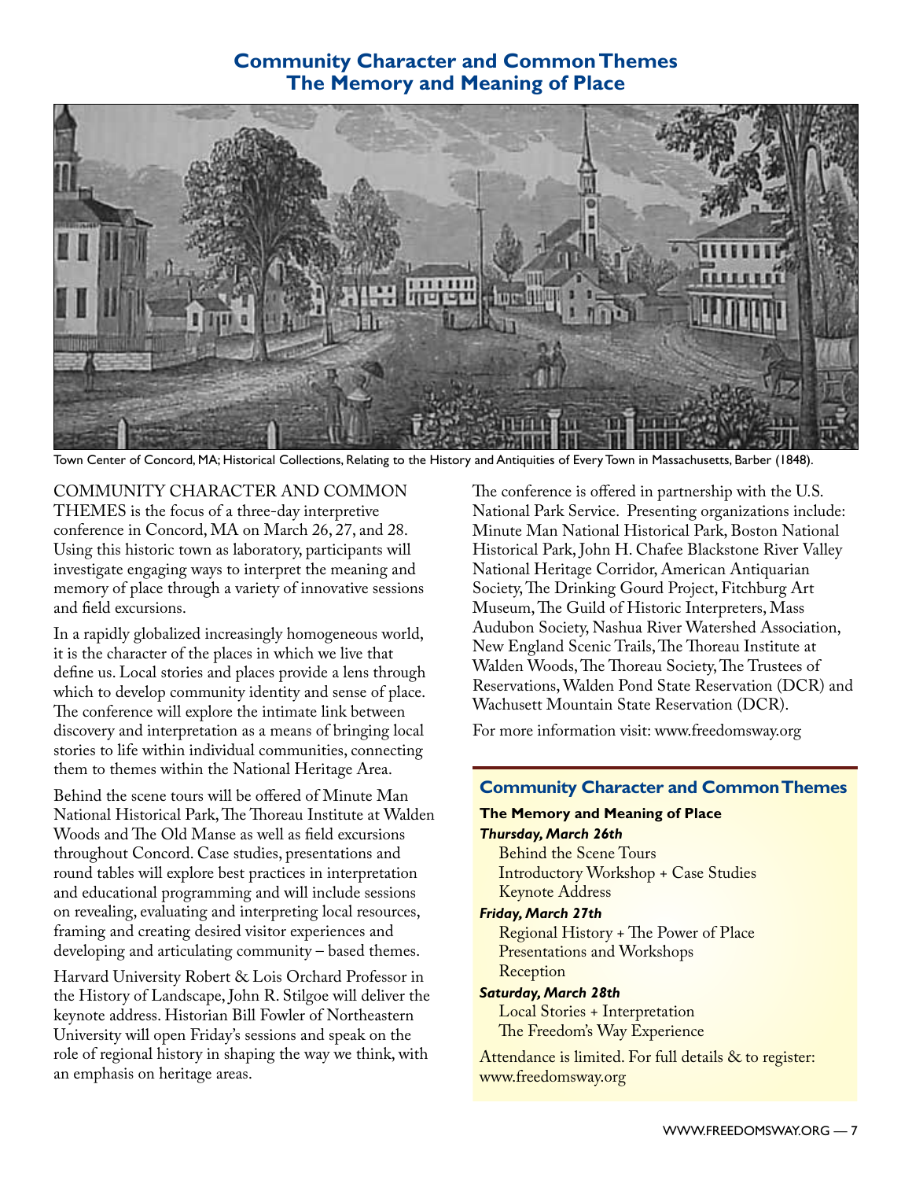# Community Character and Common Themes
## The Memory and Meaning of Place

Town Center of Concord, MA; Historical Collections, Relating to the History and Antiquities of Every Town in Massachusetts, Barber (1848).

COMMUNITY CHARACTER AND COMMON THEMES is the focus of a three-day interpretive conference in Concord, MA on March 26, 27, and 28. Using this historic town as laboratory, participants will investigate engaging ways to interpret the meaning and memory of place through a variety of innovative sessions and field excursions.

In a rapidly globalized increasingly homogeneous world, it is the character of the places in which we live that define us. Local stories and places provide a lens through which to develop community identity and sense of place. The conference will explore the intimate link between discovery and interpretation as a means of bringing local stories to life within individual communities, connecting them to themes within the National Heritage Area.

Behind the scene tours will be offered of Minute Man National Historical Park, The Thoreau Institute at Walden Woods and The Old Manse as well as field excursions throughout Concord. Case studies, presentations and round tables will explore best practices in interpretation and educational programming and will include sessions on revealing, evaluating and interpreting local resources, framing and creating desired visitor experiences and developing and articulating community – based themes.

Harvard University Robert & Lois Orchard Professor in the History of Landscape, John R. Stilgoe will deliver the keynote address. Historian Bill Fowler of Northeastern University will open Friday's sessions and speak on the role of regional history in shaping the way we think, with an emphasis on heritage areas.

The conference is offered in partnership with the U.S. National Park Service. Presenting organizations include: Minute Man National Historical Park, Boston National Historical Park, John H. Chafee Blackstone River Valley National Heritage Corridor, American Antiquarian Society, The Drinking Gourd Project, Fitchburg Art Museum, The Guild of Historic Interpreters, Mass Audubon Society, Nashua River Watershed Association, New England Scenic Trails, The Thoreau Institute at Walden Woods, The Thoreau Society, The Trustees of Reservations, Walden Pond State Reservation (DCR) and Wachusett Mountain State Reservation (DCR).

For more information visit: www.freedomsway.org

### Community Character and Common Themes

**The Memory and Meaning of Place**

***Thursday, March 26th***

Behind the Scene Tours
Introductory Workshop + Case Studies
Keynote Address

***Friday, March 27th***

Regional History + The Power of Place
Presentations and Workshops
Reception

***Saturday, March 28th***

Local Stories + Interpretation
The Freedom's Way Experience

Attendance is limited. For full details & to register: www.freedomsway.org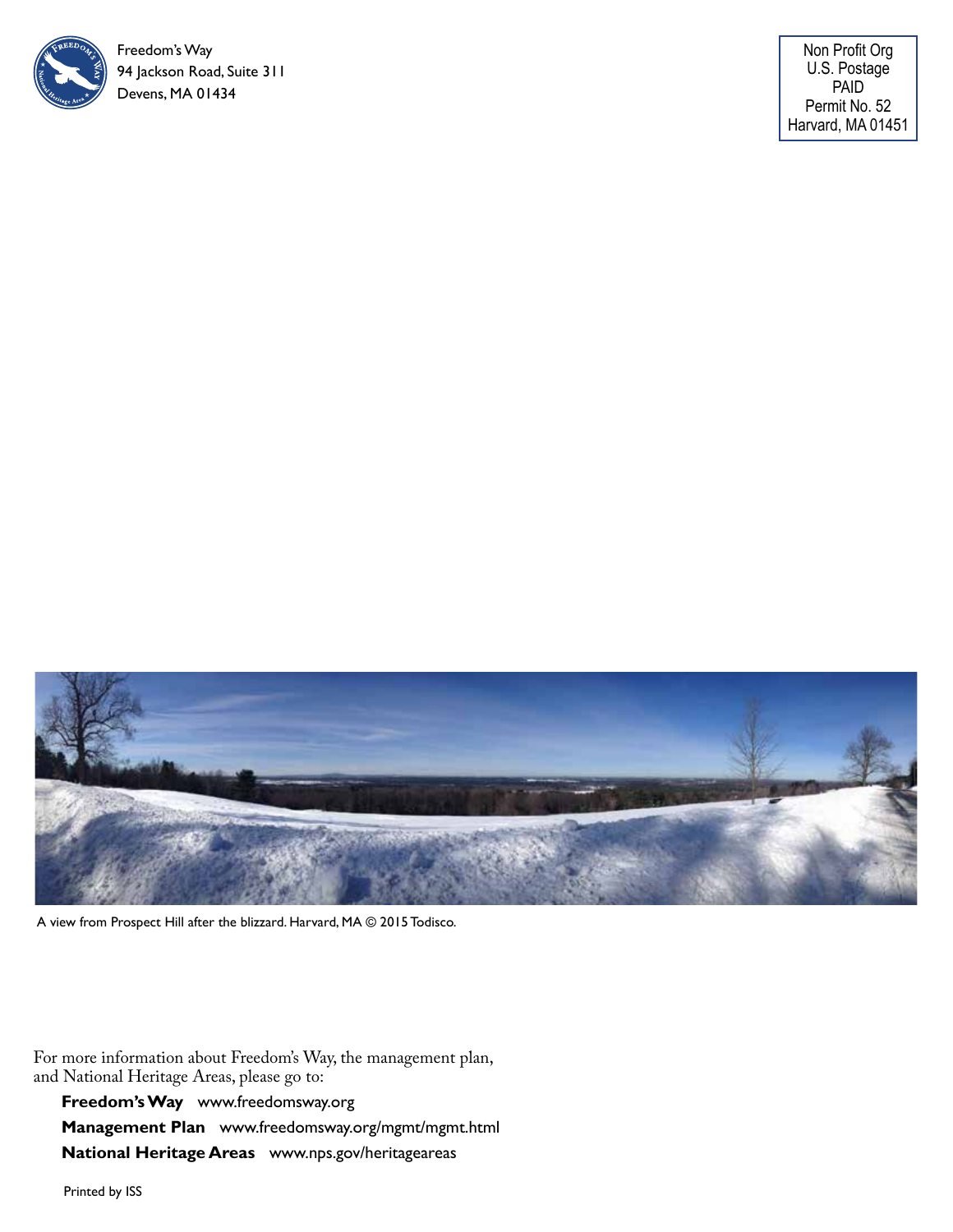Freedom's Way
94 Jackson Road, Suite 311
Devens, MA 01434

Non Profit Org
U.S. Postage
PAID
Permit No. 52
Harvard, MA 01451

A view from Prospect Hill after the blizzard. Harvard, MA © 2015 Todisco.

For more information about Freedom's Way, the management plan, and National Heritage Areas, please go to:

**Freedom's Way** www.freedomsway.org

**Management Plan** www.freedomsway.org/mgmt/mgmt.html

**National Heritage Areas** www.nps.gov/heritageareas

Printed by ISS